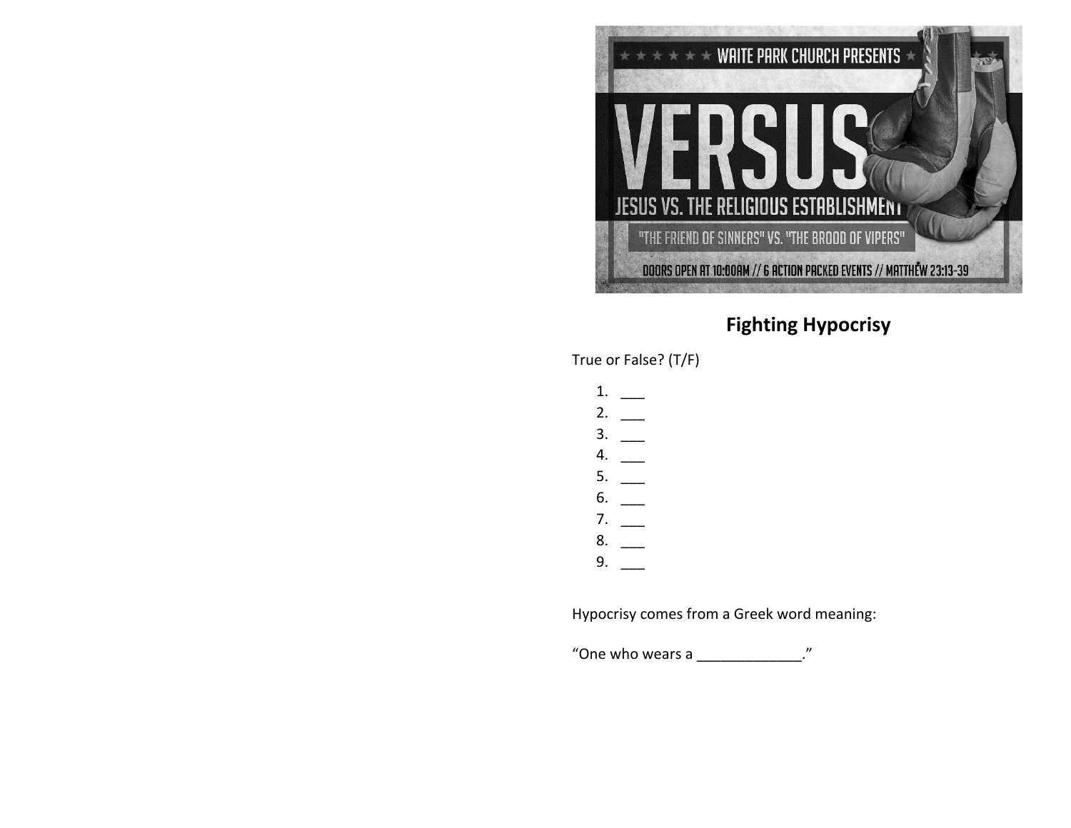WAITE PARK CHURCH PRESENTS

# VERSUS

JESUS VS. THE RELIGIOUS ESTABLISHMENT

"THE FRIEND OF SINNERS" VS. "THE BROOD OF VIPERS"

DOORS OPEN AT 10:00AM // 6 ACTION PACKED EVENTS // MATTHEW 23:13-39

## Fighting Hypocrisy

True or False? (T/F)

1. ___
2. ___
3. ___
4. ___
5. ___
6. ___
7. ___
8. ___
9. ___

Hypocrisy comes from a Greek word meaning:

“One who wears a _____________.”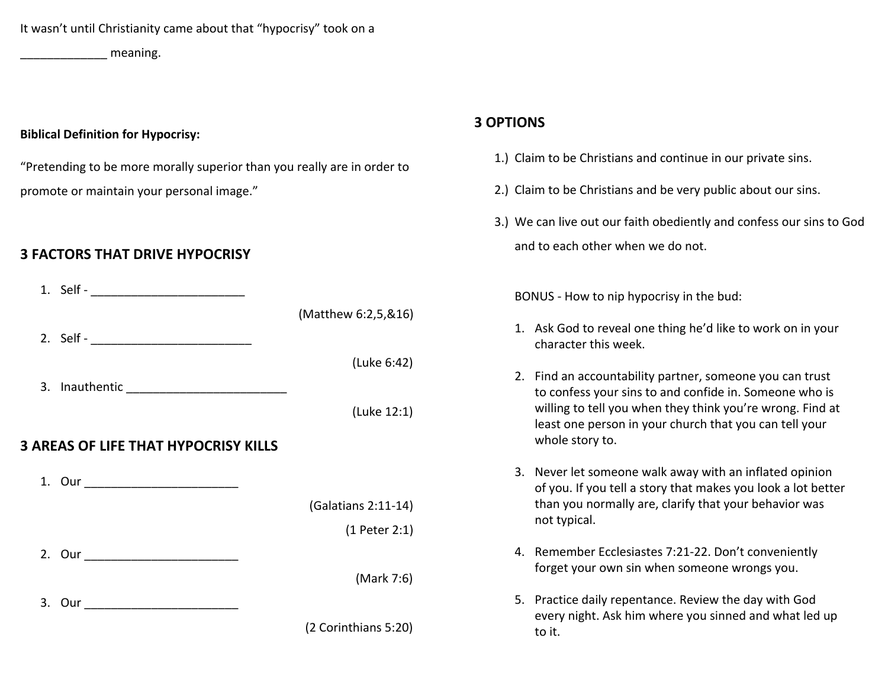It wasn't until Christianity came about that "hypocrisy" took on a

_____________ meaning.

**Biblical Definition for Hypocrisy:**

"Pretending to be more morally superior than you really are in order to promote or maintain your personal image."

## 3 FACTORS THAT DRIVE HYPOCRISY

1. Self - _______________________

   (Matthew 6:2,5,&16)

2. Self - ________________________

   (Luke 6:42)

3. Inauthentic ________________________

   (Luke 12:1)

## 3 AREAS OF LIFE THAT HYPOCRISY KILLS

1. Our _______________________

   (Galatians 2:11-14)

   (1 Peter 2:1)

2. Our _______________________

   (Mark 7:6)

3. Our _______________________

   (2 Corinthians 5:20)

## 3 OPTIONS

1.) Claim to be Christians and continue in our private sins.

2.) Claim to be Christians and be very public about our sins.

3.) We can live out our faith obediently and confess our sins to God and to each other when we do not.

BONUS - How to nip hypocrisy in the bud:

1. Ask God to reveal one thing he'd like to work on in your character this week.
2. Find an accountability partner, someone you can trust to confess your sins to and confide in. Someone who is willing to tell you when they think you're wrong. Find at least one person in your church that you can tell your whole story to.
3. Never let someone walk away with an inflated opinion of you. If you tell a story that makes you look a lot better than you normally are, clarify that your behavior was not typical.
4. Remember Ecclesiastes 7:21-22. Don't conveniently forget your own sin when someone wrongs you.
5. Practice daily repentance. Review the day with God every night. Ask him where you sinned and what led up to it.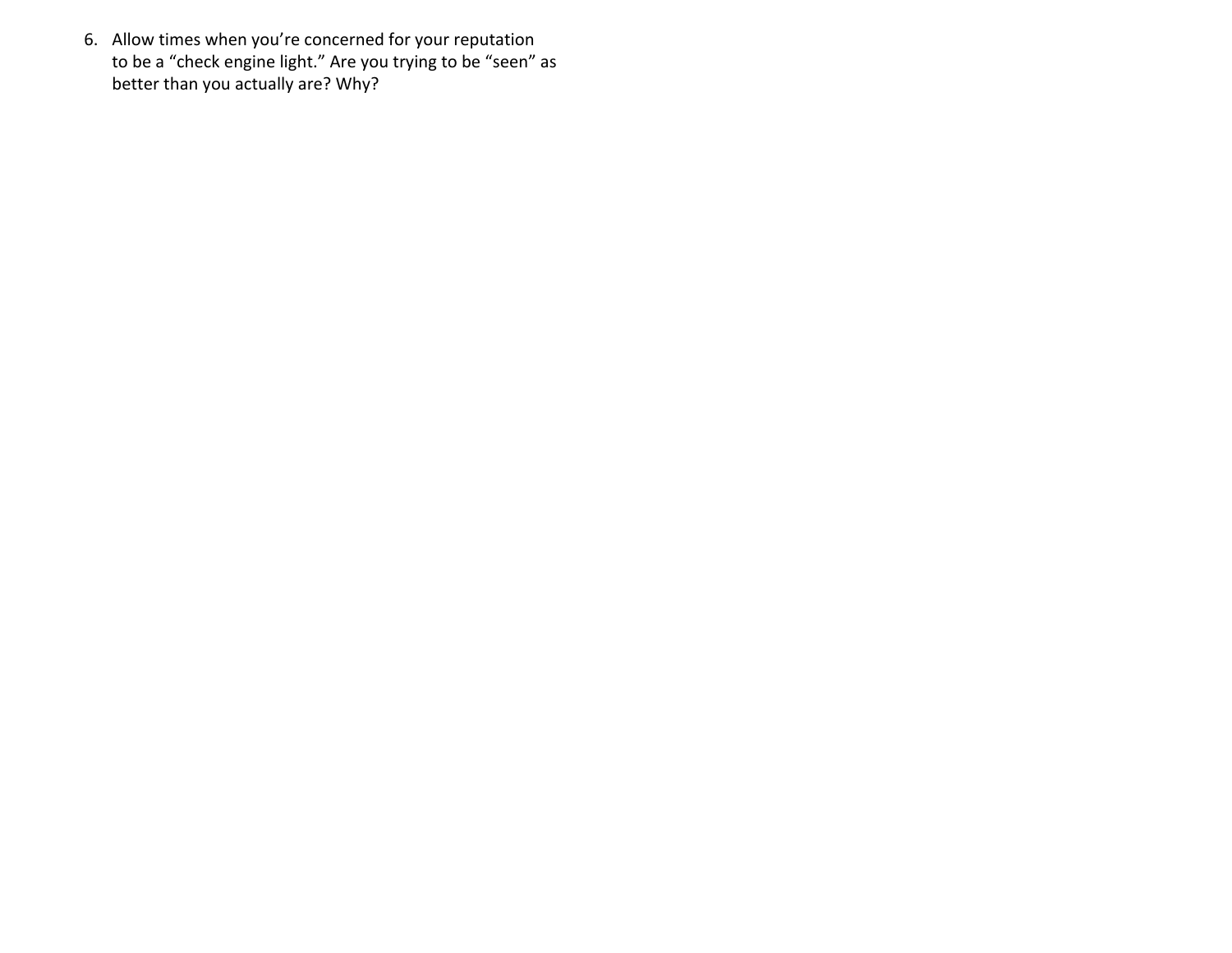6. Allow times when you’re concerned for your reputation to be a “check engine light.” Are you trying to be “seen” as better than you actually are? Why?